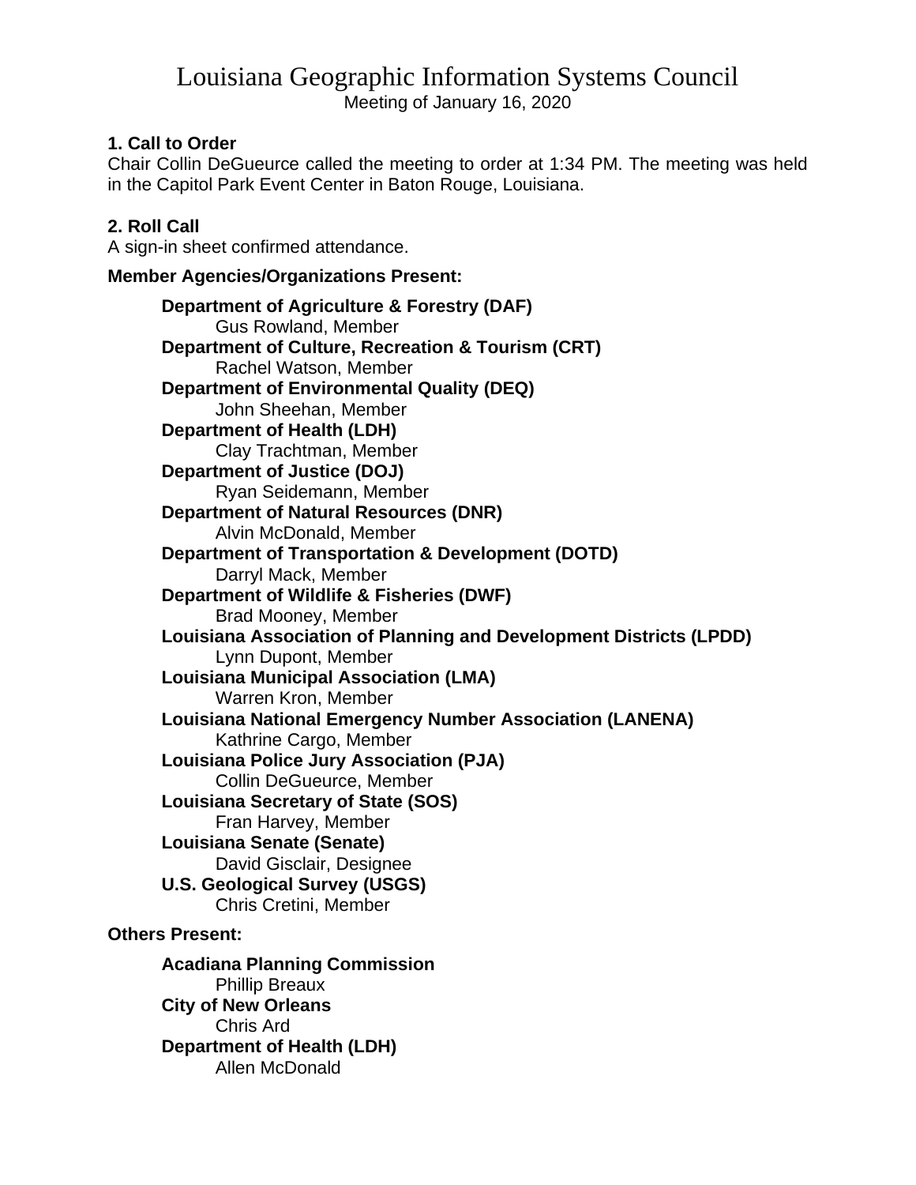# Louisiana Geographic Information Systems Council

Meeting of January 16, 2020

### 1. Call to Order

Chair Collin DeGueurce called the meeting to order at 1:34 PM. The meeting was held in the Capitol Park Event Center in Baton Rouge, Louisiana.

### 2. Roll Call

A sign-in sheet confirmed attendance.

**Member Agencies/Organizations Present:**

**Department of Agriculture & Forestry (DAF)**
Gus Rowland, Member

**Department of Culture, Recreation & Tourism (CRT)**
Rachel Watson, Member

**Department of Environmental Quality (DEQ)**
John Sheehan, Member

**Department of Health (LDH)**
Clay Trachtman, Member

**Department of Justice (DOJ)**
Ryan Seidemann, Member

**Department of Natural Resources (DNR)**
Alvin McDonald, Member

**Department of Transportation & Development (DOTD)**
Darryl Mack, Member

**Department of Wildlife & Fisheries (DWF)**
Brad Mooney, Member

**Louisiana Association of Planning and Development Districts (LPDD)**
Lynn Dupont, Member

**Louisiana Municipal Association (LMA)**
Warren Kron, Member

**Louisiana National Emergency Number Association (LANENA)**
Kathrine Cargo, Member

**Louisiana Police Jury Association (PJA)**
Collin DeGueurce, Member

**Louisiana Secretary of State (SOS)**
Fran Harvey, Member

**Louisiana Senate (Senate)**
David Gisclair, Designee

**U.S. Geological Survey (USGS)**
Chris Cretini, Member

**Others Present:**

**Acadiana Planning Commission**
Phillip Breaux

**City of New Orleans**
Chris Ard

**Department of Health (LDH)**
Allen McDonald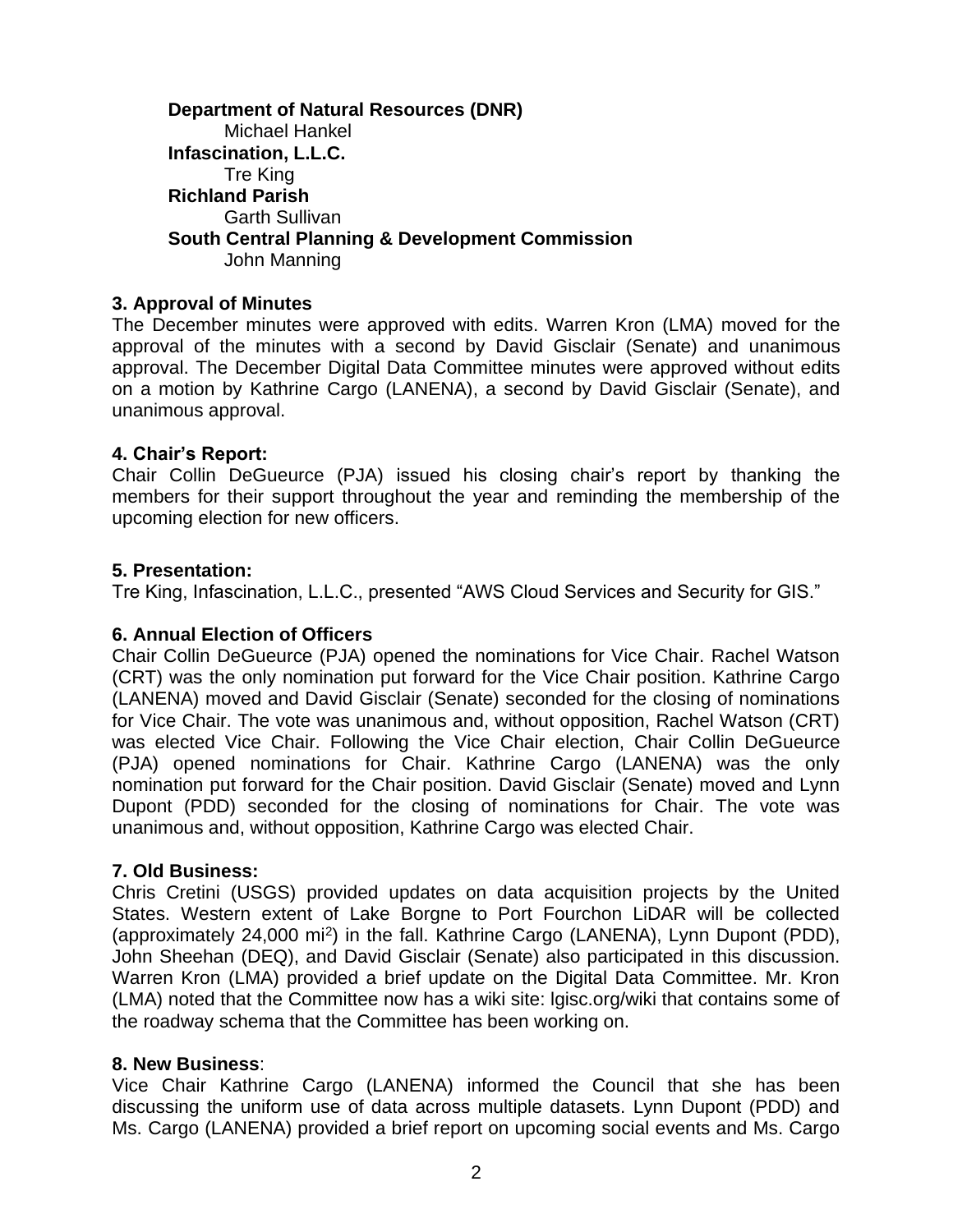**Department of Natural Resources (DNR)**
Michael Hankel
**Infascination, L.L.C.**
Tre King
**Richland Parish**
Garth Sullivan
**South Central Planning & Development Commission**
John Manning

**3. Approval of Minutes**

The December minutes were approved with edits. Warren Kron (LMA) moved for the approval of the minutes with a second by David Gisclair (Senate) and unanimous approval. The December Digital Data Committee minutes were approved without edits on a motion by Kathrine Cargo (LANENA), a second by David Gisclair (Senate), and unanimous approval.

**4. Chair's Report:**

Chair Collin DeGueurce (PJA) issued his closing chair's report by thanking the members for their support throughout the year and reminding the membership of the upcoming election for new officers.

**5. Presentation:**

Tre King, Infascination, L.L.C., presented "AWS Cloud Services and Security for GIS."

**6. Annual Election of Officers**

Chair Collin DeGueurce (PJA) opened the nominations for Vice Chair. Rachel Watson (CRT) was the only nomination put forward for the Vice Chair position. Kathrine Cargo (LANENA) moved and David Gisclair (Senate) seconded for the closing of nominations for Vice Chair. The vote was unanimous and, without opposition, Rachel Watson (CRT) was elected Vice Chair. Following the Vice Chair election, Chair Collin DeGueurce (PJA) opened nominations for Chair. Kathrine Cargo (LANENA) was the only nomination put forward for the Chair position. David Gisclair (Senate) moved and Lynn Dupont (PDD) seconded for the closing of nominations for Chair. The vote was unanimous and, without opposition, Kathrine Cargo was elected Chair.

**7. Old Business:**

Chris Cretini (USGS) provided updates on data acquisition projects by the United States. Western extent of Lake Borgne to Port Fourchon LiDAR will be collected (approximately 24,000 $mi^2$) in the fall. Kathrine Cargo (LANENA), Lynn Dupont (PDD), John Sheehan (DEQ), and David Gisclair (Senate) also participated in this discussion. Warren Kron (LMA) provided a brief update on the Digital Data Committee. Mr. Kron (LMA) noted that the Committee now has a wiki site: lgisc.org/wiki that contains some of the roadway schema that the Committee has been working on.

**8. New Business**:

Vice Chair Kathrine Cargo (LANENA) informed the Council that she has been discussing the uniform use of data across multiple datasets. Lynn Dupont (PDD) and Ms. Cargo (LANENA) provided a brief report on upcoming social events and Ms. Cargo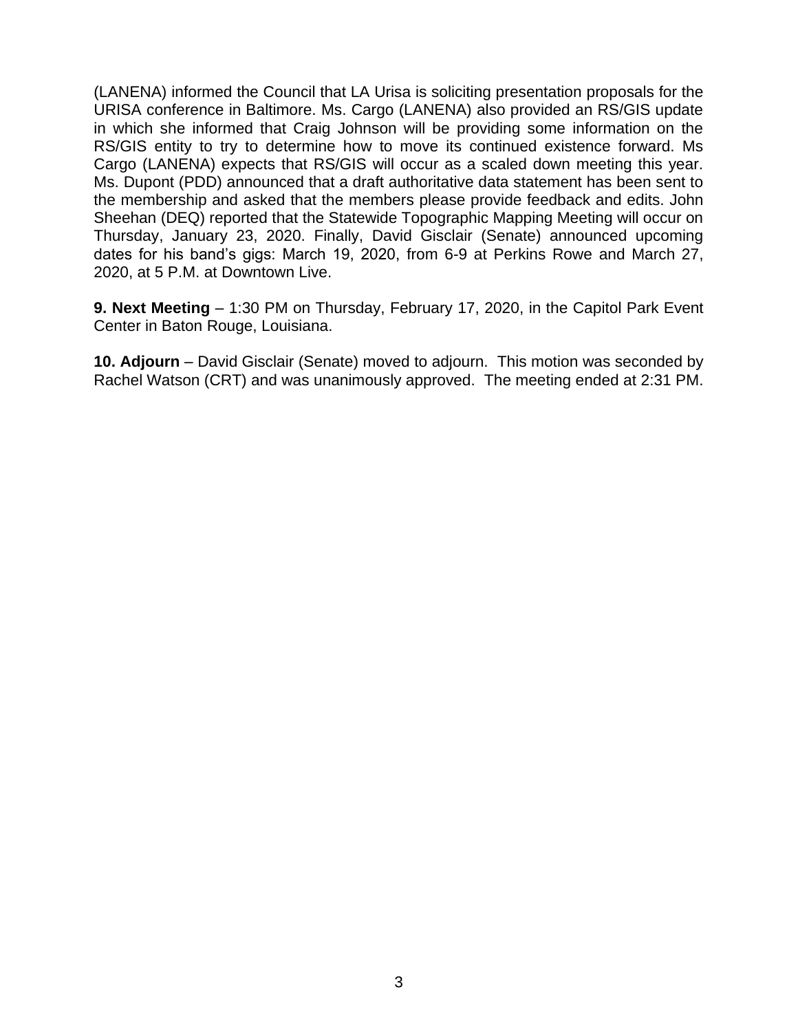(LANENA) informed the Council that LA Urisa is soliciting presentation proposals for the URISA conference in Baltimore. Ms. Cargo (LANENA) also provided an RS/GIS update in which she informed that Craig Johnson will be providing some information on the RS/GIS entity to try to determine how to move its continued existence forward. Ms Cargo (LANENA) expects that RS/GIS will occur as a scaled down meeting this year. Ms. Dupont (PDD) announced that a draft authoritative data statement has been sent to the membership and asked that the members please provide feedback and edits. John Sheehan (DEQ) reported that the Statewide Topographic Mapping Meeting will occur on Thursday, January 23, 2020. Finally, David Gisclair (Senate) announced upcoming dates for his band's gigs: March 19, 2020, from 6-9 at Perkins Rowe and March 27, 2020, at 5 P.M. at Downtown Live.

**9. Next Meeting** – 1:30 PM on Thursday, February 17, 2020, in the Capitol Park Event Center in Baton Rouge, Louisiana.

**10. Adjourn** – David Gisclair (Senate) moved to adjourn. This motion was seconded by Rachel Watson (CRT) and was unanimously approved. The meeting ended at 2:31 PM.